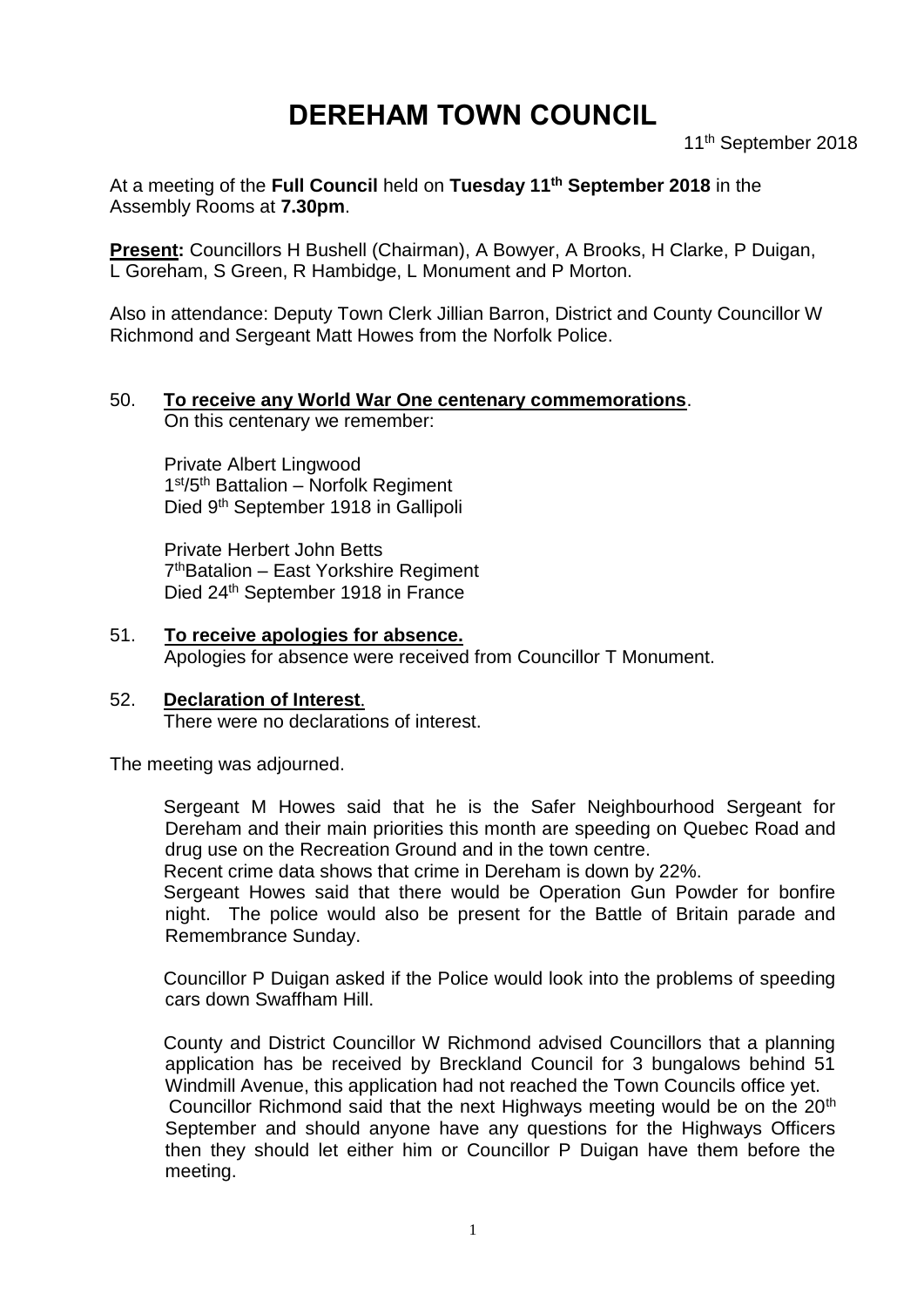# DEREHAM TOWN COUNCIL

11th September 2018

At a meeting of the **Full Council** held on **Tuesday 11th September 2018** in the Assembly Rooms at **7.30pm**.

**Present:** Councillors H Bushell (Chairman), A Bowyer, A Brooks, H Clarke, P Duigan, L Goreham, S Green, R Hambidge, L Monument and P Morton.

Also in attendance: Deputy Town Clerk Jillian Barron, District and County Councillor W Richmond and Sergeant Matt Howes from the Norfolk Police.

50. **To receive any World War One centenary commemorations**.
    On this centenary we remember:

    Private Albert Lingwood
    1st/5th Battalion – Norfolk Regiment
    Died 9th September 1918 in Gallipoli

    Private Herbert John Betts
    7thBatalion – East Yorkshire Regiment
    Died 24th September 1918 in France

51. **To receive apologies for absence.**
    Apologies for absence were received from Councillor T Monument.

52. **Declaration of Interest**.
    There were no declarations of interest.

The meeting was adjourned.

Sergeant M Howes said that he is the Safer Neighbourhood Sergeant for Dereham and their main priorities this month are speeding on Quebec Road and drug use on the Recreation Ground and in the town centre.
Recent crime data shows that crime in Dereham is down by 22%.
Sergeant Howes said that there would be Operation Gun Powder for bonfire night. The police would also be present for the Battle of Britain parade and Remembrance Sunday.

Councillor P Duigan asked if the Police would look into the problems of speeding cars down Swaffham Hill.

County and District Councillor W Richmond advised Councillors that a planning application has be received by Breckland Council for 3 bungalows behind 51 Windmill Avenue, this application had not reached the Town Councils office yet.
Councillor Richmond said that the next Highways meeting would be on the 20th September and should anyone have any questions for the Highways Officers then they should let either him or Councillor P Duigan have them before the meeting.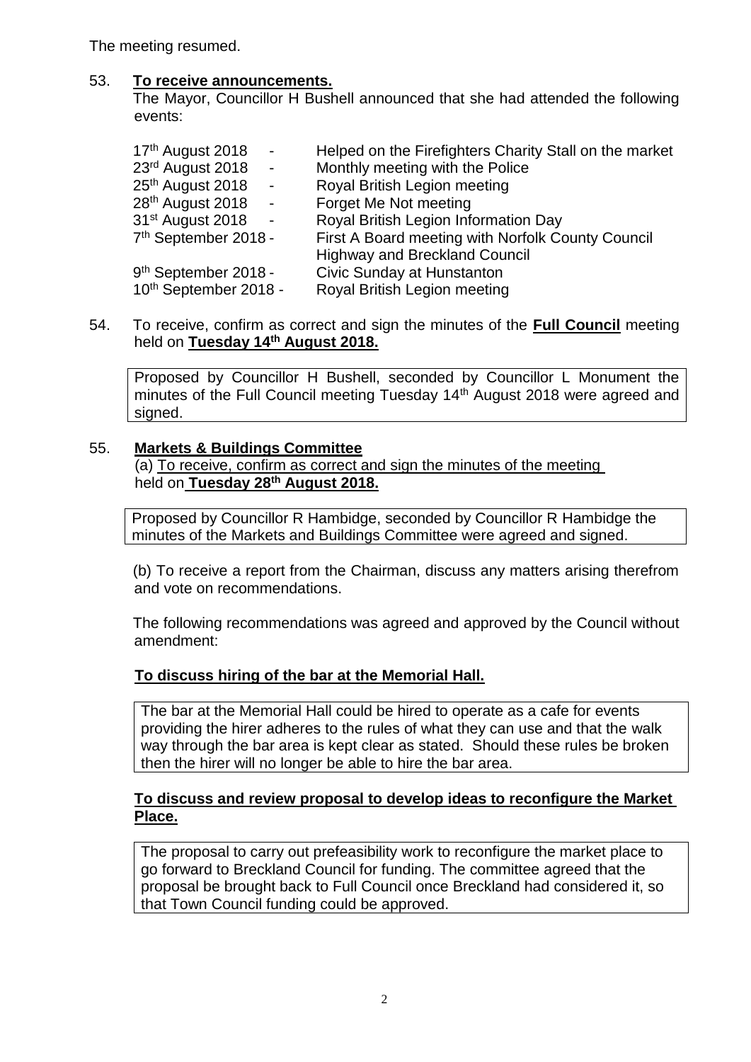The meeting resumed.

53. **To receive announcements.**

The Mayor, Councillor H Bushell announced that she had attended the following events:

| | |
|---|---|
| 17th August 2018 - | Helped on the Firefighters Charity Stall on the market |
| 23rd August 2018 - | Monthly meeting with the Police |
| 25th August 2018 - | Royal British Legion meeting |
| 28th August 2018 - | Forget Me Not meeting |
| 31st August 2018 - | Royal British Legion Information Day |
| 7th September 2018 - | First A Board meeting with Norfolk County Council Highway and Breckland Council |
| 9th September 2018 - | Civic Sunday at Hunstanton |
| 10th September 2018 - | Royal British Legion meeting |

54. To receive, confirm as correct and sign the minutes of the **Full Council** meeting held on **Tuesday 14th August 2018.**

Proposed by Councillor H Bushell, seconded by Councillor L Monument the minutes of the Full Council meeting Tuesday 14th August 2018 were agreed and signed.

55. **Markets & Buildings Committee**

(a) To receive, confirm as correct and sign the minutes of the meeting held on **Tuesday 28th August 2018.**

Proposed by Councillor R Hambidge, seconded by Councillor R Hambidge the minutes of the Markets and Buildings Committee were agreed and signed.

(b) To receive a report from the Chairman, discuss any matters arising therefrom and vote on recommendations.

The following recommendations was agreed and approved by the Council without amendment:

**To discuss hiring of the bar at the Memorial Hall.**

The bar at the Memorial Hall could be hired to operate as a cafe for events providing the hirer adheres to the rules of what they can use and that the walk way through the bar area is kept clear as stated. Should these rules be broken then the hirer will no longer be able to hire the bar area.

**To discuss and review proposal to develop ideas to reconfigure the Market Place.**

The proposal to carry out prefeasibility work to reconfigure the market place to go forward to Breckland Council for funding. The committee agreed that the proposal be brought back to Full Council once Breckland had considered it, so that Town Council funding could be approved.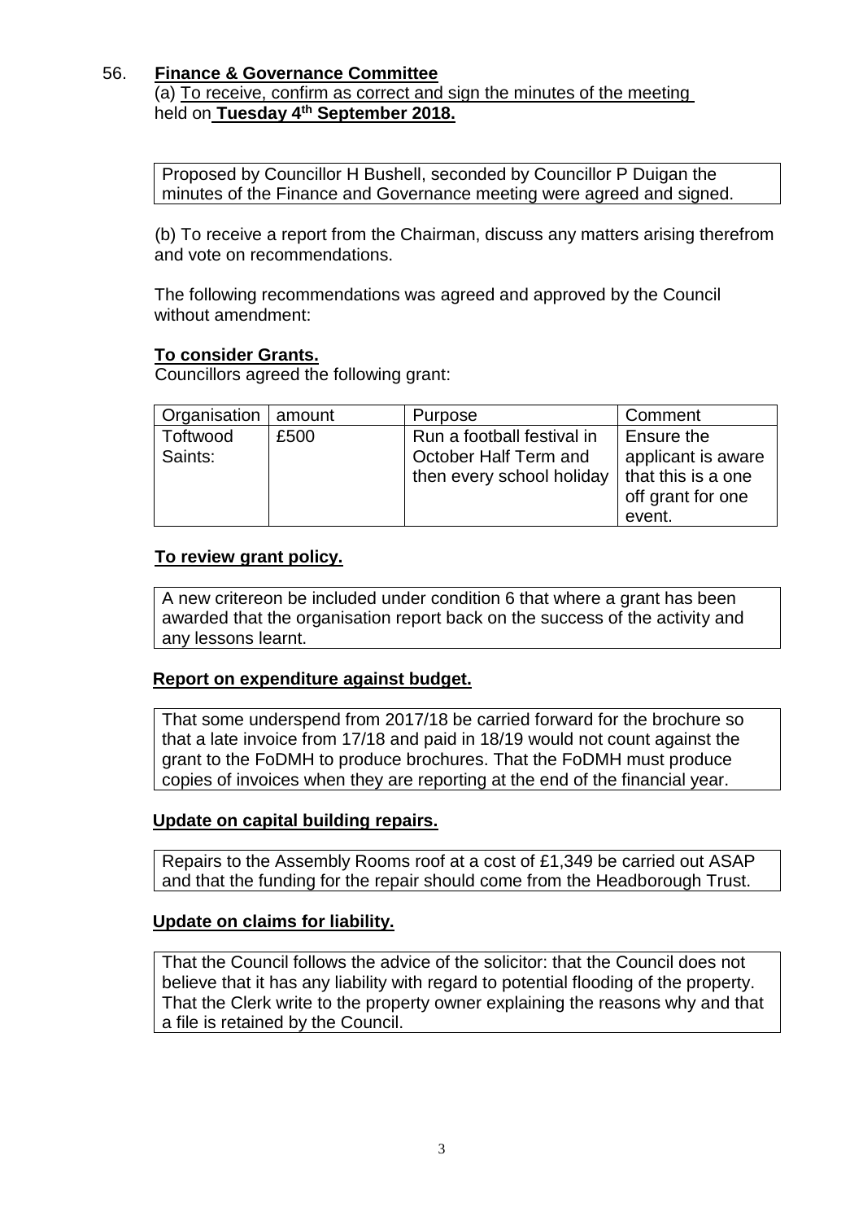56. **Finance & Governance Committee**

(a) To receive, confirm as correct and sign the minutes of the meeting held on **Tuesday 4th September 2018.**

Proposed by Councillor H Bushell, seconded by Councillor P Duigan the minutes of the Finance and Governance meeting were agreed and signed.

(b) To receive a report from the Chairman, discuss any matters arising therefrom and vote on recommendations.

The following recommendations was agreed and approved by the Council without amendment:

**To consider Grants.**

Councillors agreed the following grant:

| Organisation | amount | Purpose | Comment |
|---|---|---|---|
| Toftwood Saints: | £500 | Run a football festival in October Half Term and then every school holiday | Ensure the applicant is aware that this is a one off grant for one event. |

**To review grant policy.**

A new critereon be included under condition 6 that where a grant has been awarded that the organisation report back on the success of the activity and any lessons learnt.

**Report on expenditure against budget.**

That some underspend from 2017/18 be carried forward for the brochure so that a late invoice from 17/18 and paid in 18/19 would not count against the grant to the FoDMH to produce brochures. That the FoDMH must produce copies of invoices when they are reporting at the end of the financial year.

**Update on capital building repairs.**

Repairs to the Assembly Rooms roof at a cost of £1,349 be carried out ASAP and that the funding for the repair should come from the Headborough Trust.

**Update on claims for liability.**

That the Council follows the advice of the solicitor: that the Council does not believe that it has any liability with regard to potential flooding of the property. That the Clerk write to the property owner explaining the reasons why and that a file is retained by the Council.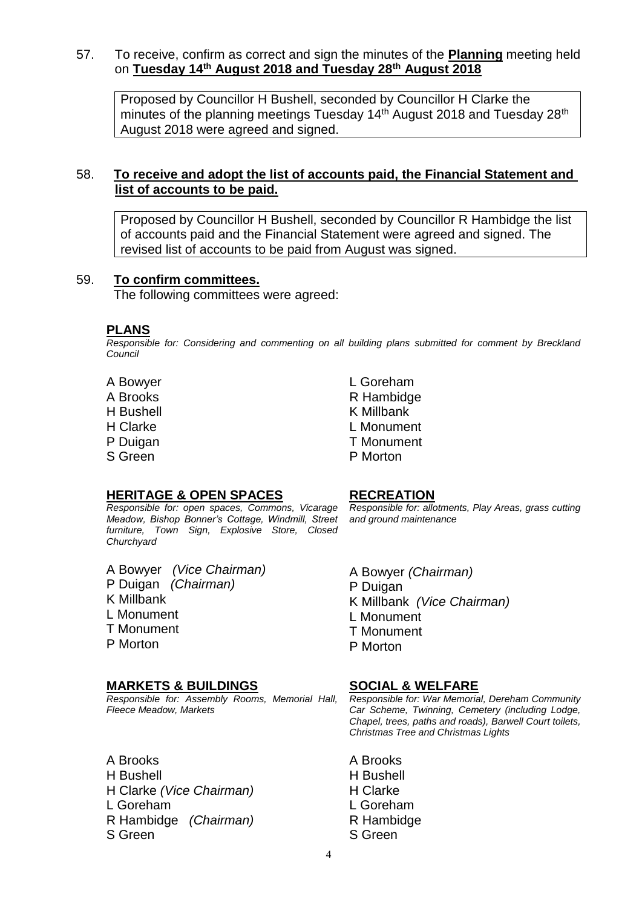57. To receive, confirm as correct and sign the minutes of the **Planning** meeting held on **Tuesday 14th August 2018 and Tuesday 28th August 2018**

> Proposed by Councillor H Bushell, seconded by Councillor H Clarke the minutes of the planning meetings Tuesday 14th August 2018 and Tuesday 28th August 2018 were agreed and signed.

58. **To receive and adopt the list of accounts paid, the Financial Statement and list of accounts to be paid.**

> Proposed by Councillor H Bushell, seconded by Councillor R Hambidge the list of accounts paid and the Financial Statement were agreed and signed. The revised list of accounts to be paid from August was signed.

59. **To confirm committees.**

The following committees were agreed:

### PLANS

*Responsible for: Considering and commenting on all building plans submitted for comment by Breckland Council*

A Bowyer
A Brooks
H Bushell
H Clarke
P Duigan
S Green
L Goreham
R Hambidge
K Millbank
L Monument
T Monument
P Morton

### HERITAGE & OPEN SPACES

*Responsible for: open spaces, Commons, Vicarage Meadow, Bishop Bonner's Cottage, Windmill, Street furniture, Town Sign, Explosive Store, Closed Churchyard*

A Bowyer *(Vice Chairman)*
P Duigan *(Chairman)*
K Millbank
L Monument
T Monument
P Morton

### RECREATION

*Responsible for: allotments, Play Areas, grass cutting and ground maintenance*

A Bowyer *(Chairman)*
P Duigan
K Millbank *(Vice Chairman)*
L Monument
T Monument
P Morton

### MARKETS & BUILDINGS

*Responsible for: Assembly Rooms, Memorial Hall, Fleece Meadow, Markets*

A Brooks
H Bushell
H Clarke *(Vice Chairman)*
L Goreham
R Hambidge *(Chairman)*
S Green

### SOCIAL & WELFARE

*Responsible for: War Memorial, Dereham Community Car Scheme, Twinning, Cemetery (including Lodge, Chapel, trees, paths and roads), Barwell Court toilets, Christmas Tree and Christmas Lights*

A Brooks
H Bushell
H Clarke
L Goreham
R Hambidge
S Green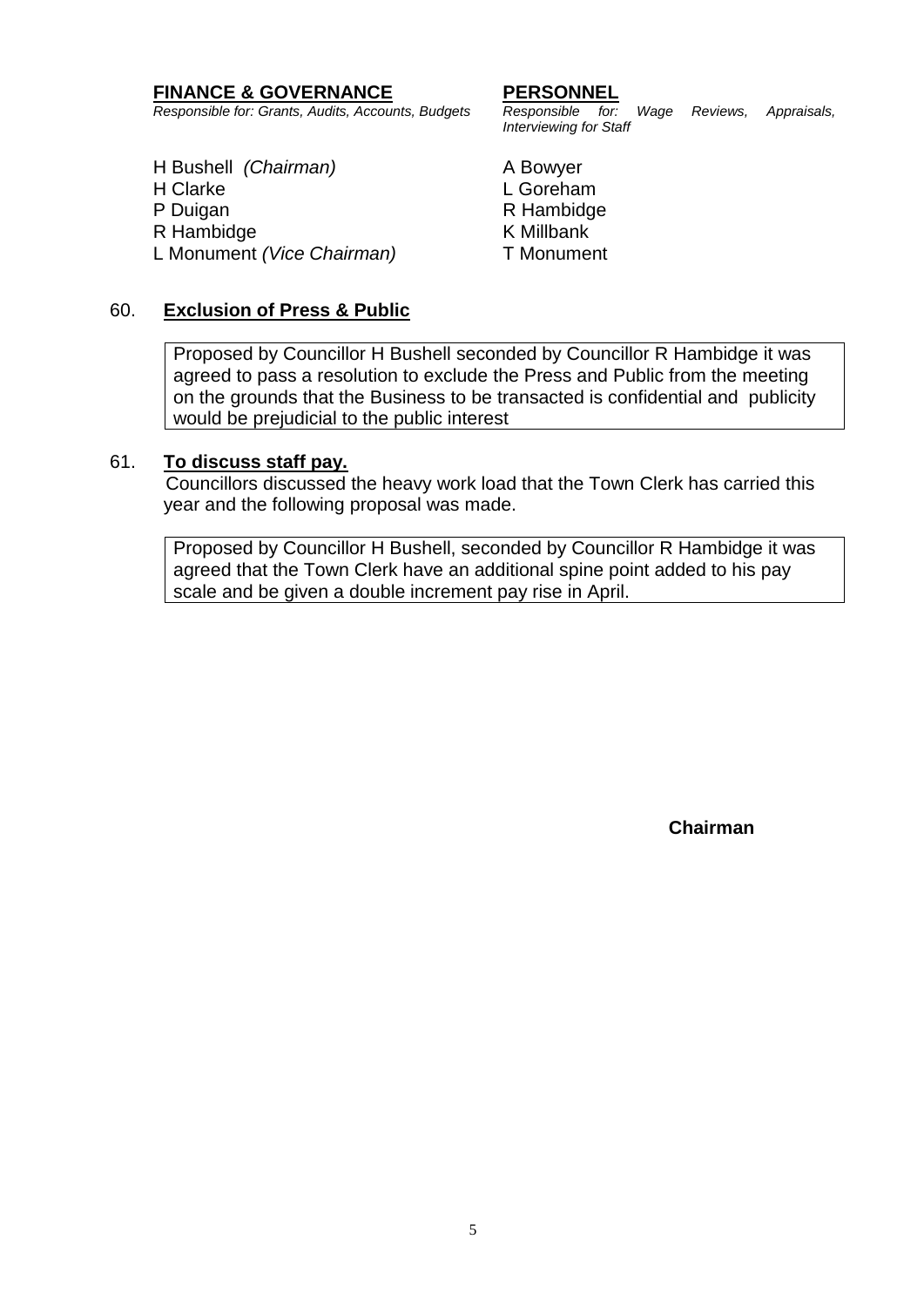**FINANCE & GOVERNANCE**

*Responsible for: Grants, Audits, Accounts, Budgets*

H Bushell *(Chairman)*
H Clarke
P Duigan
R Hambidge
L Monument *(Vice Chairman)*

**PERSONNEL**

*Responsible for: Wage Reviews, Appraisals, Interviewing for Staff*

A Bowyer
L Goreham
R Hambidge
K Millbank
T Monument

60. **Exclusion of Press & Public**

Proposed by Councillor H Bushell seconded by Councillor R Hambidge it was agreed to pass a resolution to exclude the Press and Public from the meeting on the grounds that the Business to be transacted is confidential and publicity would be prejudicial to the public interest

61. **To discuss staff pay.**

Councillors discussed the heavy work load that the Town Clerk has carried this year and the following proposal was made.

Proposed by Councillor H Bushell, seconded by Councillor R Hambidge it was agreed that the Town Clerk have an additional spine point added to his pay scale and be given a double increment pay rise in April.

**Chairman**